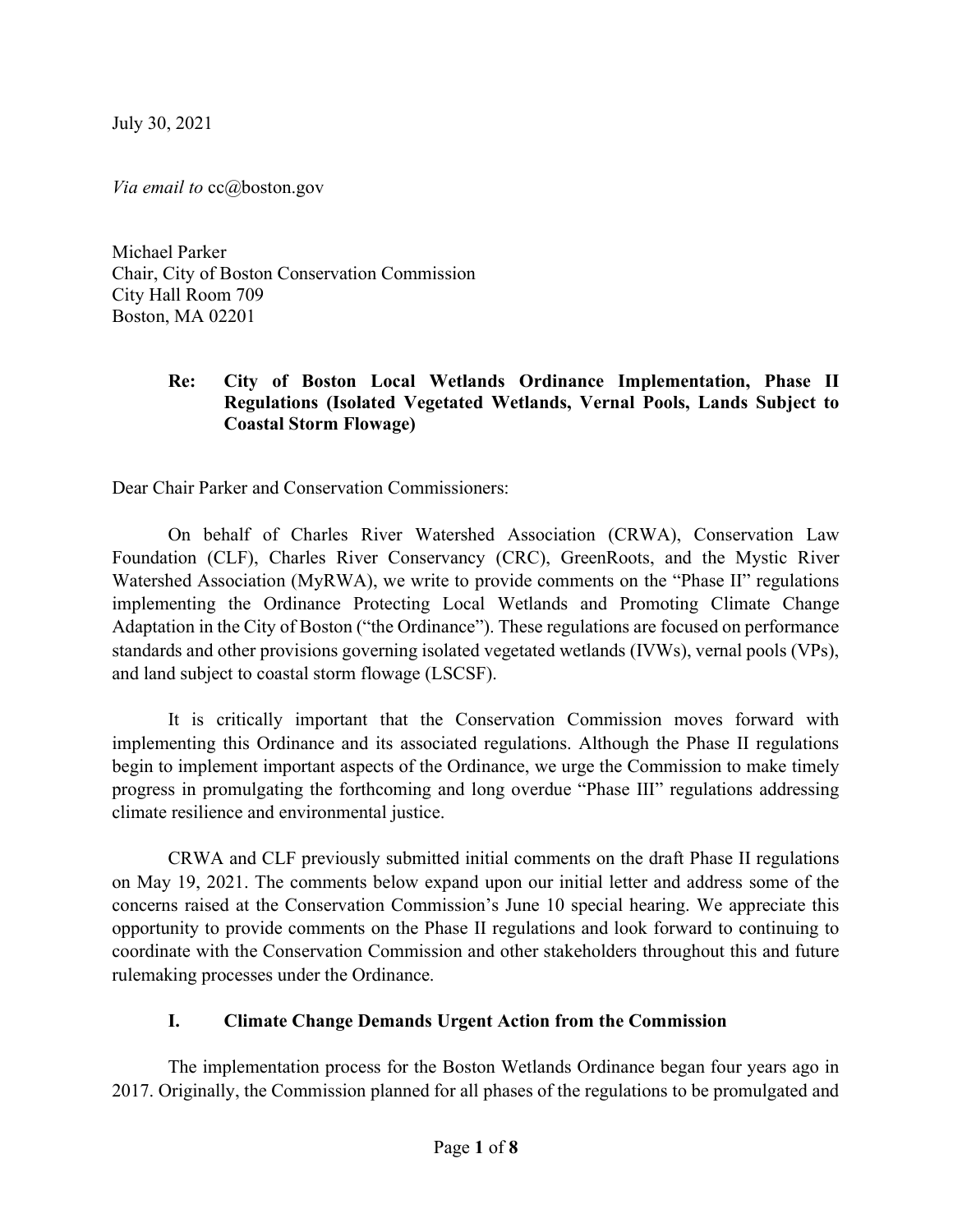July 30, 2021

*Via email to* cc@boston.gov

Michael Parker
Chair, City of Boston Conservation Commission
City Hall Room 709
Boston, MA 02201

**Re: City of Boston Local Wetlands Ordinance Implementation, Phase II Regulations (Isolated Vegetated Wetlands, Vernal Pools, Lands Subject to Coastal Storm Flowage)**

Dear Chair Parker and Conservation Commissioners:

On behalf of Charles River Watershed Association (CRWA), Conservation Law Foundation (CLF), Charles River Conservancy (CRC), GreenRoots, and the Mystic River Watershed Association (MyRWA), we write to provide comments on the "Phase II" regulations implementing the Ordinance Protecting Local Wetlands and Promoting Climate Change Adaptation in the City of Boston ("the Ordinance"). These regulations are focused on performance standards and other provisions governing isolated vegetated wetlands (IVWs), vernal pools (VPs), and land subject to coastal storm flowage (LSCSF).

It is critically important that the Conservation Commission moves forward with implementing this Ordinance and its associated regulations. Although the Phase II regulations begin to implement important aspects of the Ordinance, we urge the Commission to make timely progress in promulgating the forthcoming and long overdue "Phase III" regulations addressing climate resilience and environmental justice.

CRWA and CLF previously submitted initial comments on the draft Phase II regulations on May 19, 2021. The comments below expand upon our initial letter and address some of the concerns raised at the Conservation Commission's June 10 special hearing. We appreciate this opportunity to provide comments on the Phase II regulations and look forward to continuing to coordinate with the Conservation Commission and other stakeholders throughout this and future rulemaking processes under the Ordinance.

## I. Climate Change Demands Urgent Action from the Commission

The implementation process for the Boston Wetlands Ordinance began four years ago in 2017. Originally, the Commission planned for all phases of the regulations to be promulgated and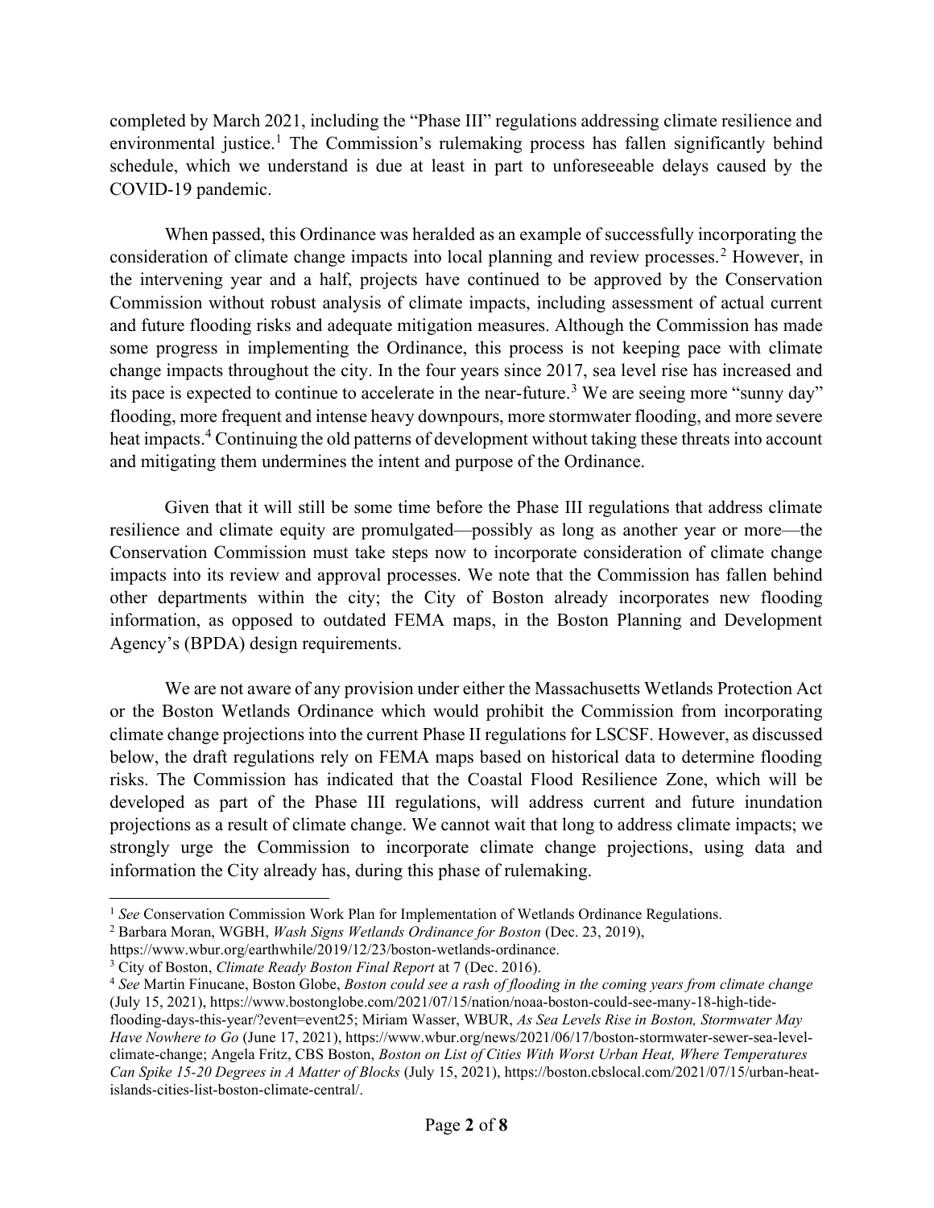completed by March 2021, including the "Phase III" regulations addressing climate resilience and environmental justice.[1] The Commission's rulemaking process has fallen significantly behind schedule, which we understand is due at least in part to unforeseeable delays caused by the COVID-19 pandemic.

When passed, this Ordinance was heralded as an example of successfully incorporating the consideration of climate change impacts into local planning and review processes.[2] However, in the intervening year and a half, projects have continued to be approved by the Conservation Commission without robust analysis of climate impacts, including assessment of actual current and future flooding risks and adequate mitigation measures. Although the Commission has made some progress in implementing the Ordinance, this process is not keeping pace with climate change impacts throughout the city. In the four years since 2017, sea level rise has increased and its pace is expected to continue to accelerate in the near-future.[3] We are seeing more "sunny day" flooding, more frequent and intense heavy downpours, more stormwater flooding, and more severe heat impacts.[4] Continuing the old patterns of development without taking these threats into account and mitigating them undermines the intent and purpose of the Ordinance.

Given that it will still be some time before the Phase III regulations that address climate resilience and climate equity are promulgated—possibly as long as another year or more—the Conservation Commission must take steps now to incorporate consideration of climate change impacts into its review and approval processes. We note that the Commission has fallen behind other departments within the city; the City of Boston already incorporates new flooding information, as opposed to outdated FEMA maps, in the Boston Planning and Development Agency's (BPDA) design requirements.

We are not aware of any provision under either the Massachusetts Wetlands Protection Act or the Boston Wetlands Ordinance which would prohibit the Commission from incorporating climate change projections into the current Phase II regulations for LSCSF. However, as discussed below, the draft regulations rely on FEMA maps based on historical data to determine flooding risks. The Commission has indicated that the Coastal Flood Resilience Zone, which will be developed as part of the Phase III regulations, will address current and future inundation projections as a result of climate change. We cannot wait that long to address climate impacts; we strongly urge the Commission to incorporate climate change projections, using data and information the City already has, during this phase of rulemaking.

---

[1] *See* Conservation Commission Work Plan for Implementation of Wetlands Ordinance Regulations.

[2] Barbara Moran, WGBH, *Wash Signs Wetlands Ordinance for Boston* (Dec. 23, 2019), https://www.wbur.org/earthwhile/2019/12/23/boston-wetlands-ordinance.

[3] City of Boston, *Climate Ready Boston Final Report* at 7 (Dec. 2016).

[4] *See* Martin Finucane, Boston Globe, *Boston could see a rash of flooding in the coming years from climate change* (July 15, 2021), https://www.bostonglobe.com/2021/07/15/nation/noaa-boston-could-see-many-18-high-tide-flooding-days-this-year/?event=event25; Miriam Wasser, WBUR, *As Sea Levels Rise in Boston, Stormwater May Have Nowhere to Go* (June 17, 2021), https://www.wbur.org/news/2021/06/17/boston-stormwater-sewer-sea-level-climate-change; Angela Fritz, CBS Boston, *Boston on List of Cities With Worst Urban Heat, Where Temperatures Can Spike 15-20 Degrees in A Matter of Blocks* (July 15, 2021), https://boston.cbslocal.com/2021/07/15/urban-heat-islands-cities-list-boston-climate-central/.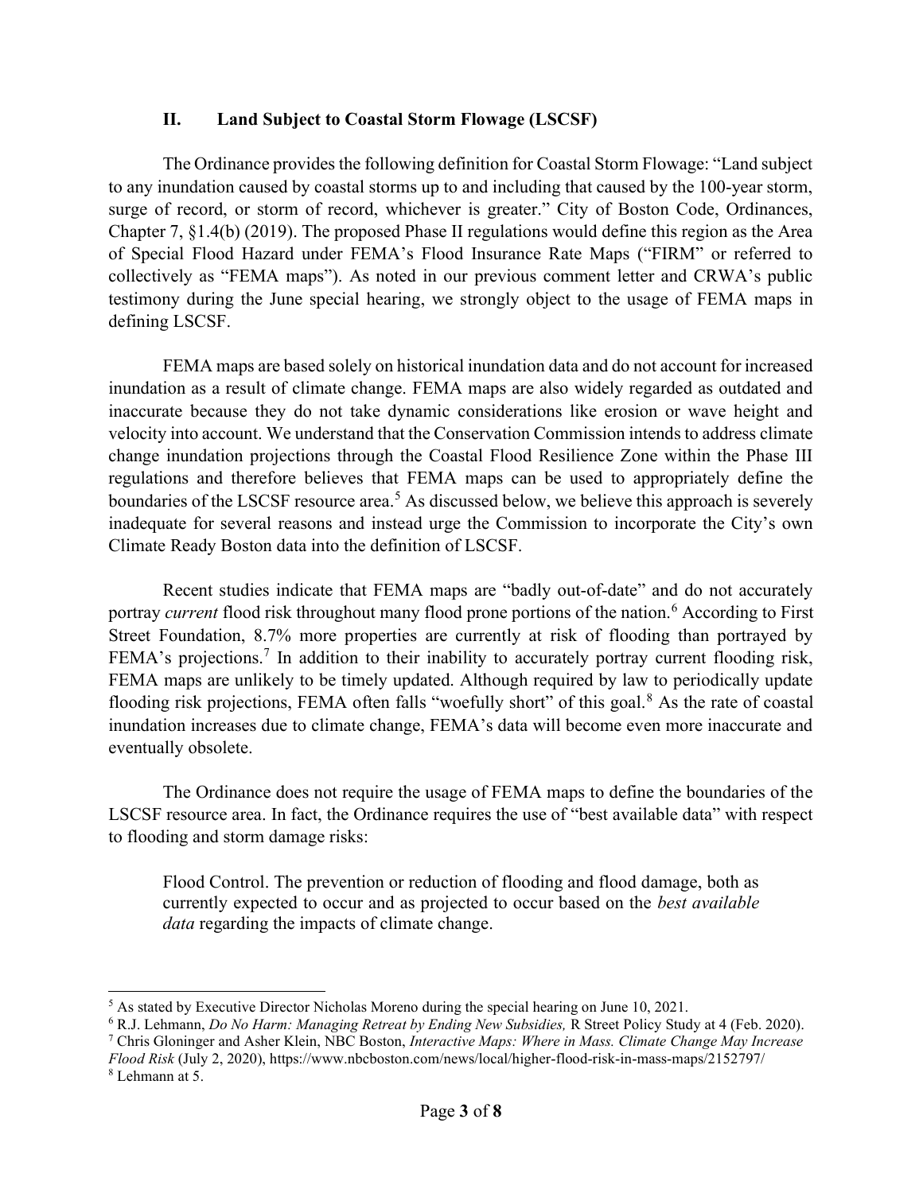## II. Land Subject to Coastal Storm Flowage (LSCSF)

The Ordinance provides the following definition for Coastal Storm Flowage: "Land subject to any inundation caused by coastal storms up to and including that caused by the 100-year storm, surge of record, or storm of record, whichever is greater." City of Boston Code, Ordinances, Chapter 7, §1.4(b) (2019). The proposed Phase II regulations would define this region as the Area of Special Flood Hazard under FEMA's Flood Insurance Rate Maps ("FIRM" or referred to collectively as "FEMA maps"). As noted in our previous comment letter and CRWA's public testimony during the June special hearing, we strongly object to the usage of FEMA maps in defining LSCSF.

FEMA maps are based solely on historical inundation data and do not account for increased inundation as a result of climate change. FEMA maps are also widely regarded as outdated and inaccurate because they do not take dynamic considerations like erosion or wave height and velocity into account. We understand that the Conservation Commission intends to address climate change inundation projections through the Coastal Flood Resilience Zone within the Phase III regulations and therefore believes that FEMA maps can be used to appropriately define the boundaries of the LSCSF resource area.[5] As discussed below, we believe this approach is severely inadequate for several reasons and instead urge the Commission to incorporate the City's own Climate Ready Boston data into the definition of LSCSF.

Recent studies indicate that FEMA maps are "badly out-of-date" and do not accurately portray *current* flood risk throughout many flood prone portions of the nation.[6] According to First Street Foundation, 8.7% more properties are currently at risk of flooding than portrayed by FEMA's projections.[7] In addition to their inability to accurately portray current flooding risk, FEMA maps are unlikely to be timely updated. Although required by law to periodically update flooding risk projections, FEMA often falls "woefully short" of this goal.[8] As the rate of coastal inundation increases due to climate change, FEMA's data will become even more inaccurate and eventually obsolete.

The Ordinance does not require the usage of FEMA maps to define the boundaries of the LSCSF resource area. In fact, the Ordinance requires the use of "best available data" with respect to flooding and storm damage risks:

> Flood Control. The prevention or reduction of flooding and flood damage, both as currently expected to occur and as projected to occur based on the *best available data* regarding the impacts of climate change.

---

[5] As stated by Executive Director Nicholas Moreno during the special hearing on June 10, 2021.

[6] R.J. Lehmann, *Do No Harm: Managing Retreat by Ending New Subsidies,* R Street Policy Study at 4 (Feb. 2020).

[7] Chris Gloninger and Asher Klein, NBC Boston, *Interactive Maps: Where in Mass. Climate Change May Increase Flood Risk* (July 2, 2020), https://www.nbcboston.com/news/local/higher-flood-risk-in-mass-maps/2152797/

[8] Lehmann at 5.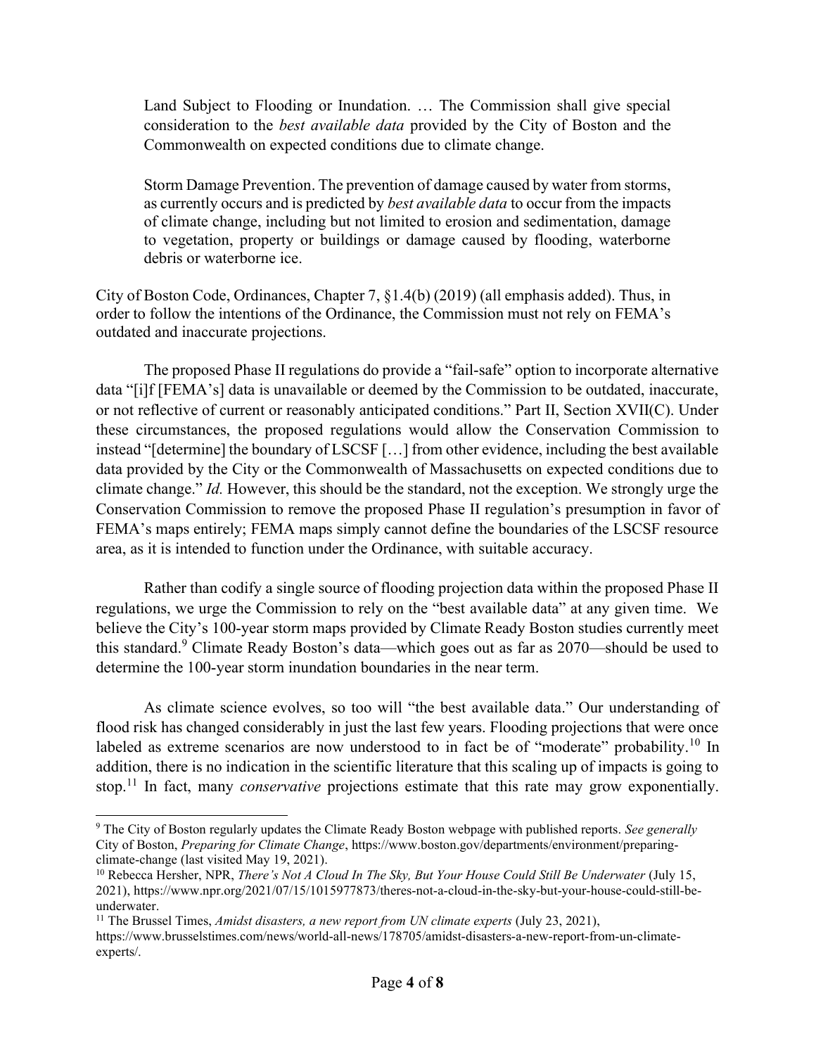> Land Subject to Flooding or Inundation. … The Commission shall give special consideration to the *best available data* provided by the City of Boston and the Commonwealth on expected conditions due to climate change.
>
> Storm Damage Prevention. The prevention of damage caused by water from storms, as currently occurs and is predicted by *best available data* to occur from the impacts of climate change, including but not limited to erosion and sedimentation, damage to vegetation, property or buildings or damage caused by flooding, waterborne debris or waterborne ice.

City of Boston Code, Ordinances, Chapter 7, §1.4(b) (2019) (all emphasis added). Thus, in order to follow the intentions of the Ordinance, the Commission must not rely on FEMA's outdated and inaccurate projections.

The proposed Phase II regulations do provide a "fail-safe" option to incorporate alternative data "[i]f [FEMA's] data is unavailable or deemed by the Commission to be outdated, inaccurate, or not reflective of current or reasonably anticipated conditions." Part II, Section XVII(C). Under these circumstances, the proposed regulations would allow the Conservation Commission to instead "[determine] the boundary of LSCSF […] from other evidence, including the best available data provided by the City or the Commonwealth of Massachusetts on expected conditions due to climate change." *Id.* However, this should be the standard, not the exception. We strongly urge the Conservation Commission to remove the proposed Phase II regulation's presumption in favor of FEMA's maps entirely; FEMA maps simply cannot define the boundaries of the LSCSF resource area, as it is intended to function under the Ordinance, with suitable accuracy.

Rather than codify a single source of flooding projection data within the proposed Phase II regulations, we urge the Commission to rely on the "best available data" at any given time. We believe the City's 100-year storm maps provided by Climate Ready Boston studies currently meet this standard.[9] Climate Ready Boston's data—which goes out as far as 2070—should be used to determine the 100-year storm inundation boundaries in the near term.

As climate science evolves, so too will "the best available data." Our understanding of flood risk has changed considerably in just the last few years. Flooding projections that were once labeled as extreme scenarios are now understood to in fact be of "moderate" probability.[10] In addition, there is no indication in the scientific literature that this scaling up of impacts is going to stop.[11] In fact, many *conservative* projections estimate that this rate may grow exponentially.

---

[9] The City of Boston regularly updates the Climate Ready Boston webpage with published reports. *See generally* City of Boston, *Preparing for Climate Change*, https://www.boston.gov/departments/environment/preparing-climate-change (last visited May 19, 2021).

[10] Rebecca Hersher, NPR, *There's Not A Cloud In The Sky, But Your House Could Still Be Underwater* (July 15, 2021), https://www.npr.org/2021/07/15/1015977873/theres-not-a-cloud-in-the-sky-but-your-house-could-still-be-underwater.

[11] The Brussel Times, *Amidst disasters, a new report from UN climate experts* (July 23, 2021), https://www.brusselstimes.com/news/world-all-news/178705/amidst-disasters-a-new-report-from-un-climate-experts/.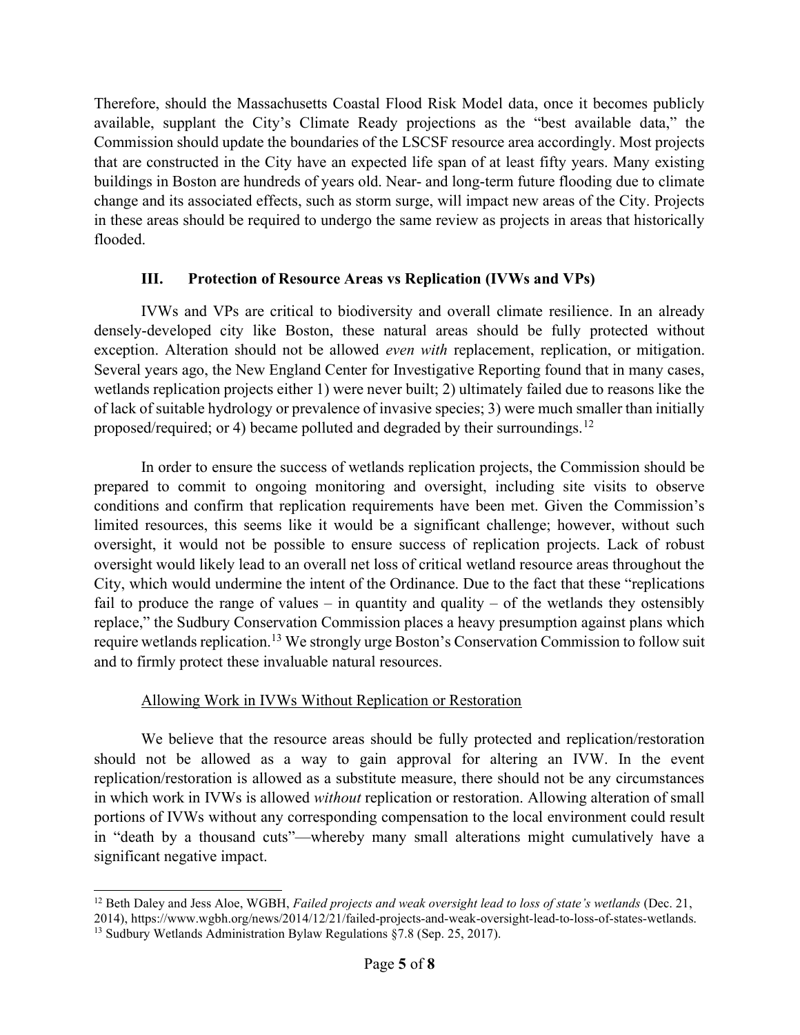Therefore, should the Massachusetts Coastal Flood Risk Model data, once it becomes publicly available, supplant the City's Climate Ready projections as the "best available data," the Commission should update the boundaries of the LSCSF resource area accordingly. Most projects that are constructed in the City have an expected life span of at least fifty years. Many existing buildings in Boston are hundreds of years old. Near- and long-term future flooding due to climate change and its associated effects, such as storm surge, will impact new areas of the City. Projects in these areas should be required to undergo the same review as projects in areas that historically flooded.

## III. Protection of Resource Areas vs Replication (IVWs and VPs)

IVWs and VPs are critical to biodiversity and overall climate resilience. In an already densely-developed city like Boston, these natural areas should be fully protected without exception. Alteration should not be allowed *even with* replacement, replication, or mitigation. Several years ago, the New England Center for Investigative Reporting found that in many cases, wetlands replication projects either 1) were never built; 2) ultimately failed due to reasons like the of lack of suitable hydrology or prevalence of invasive species; 3) were much smaller than initially proposed/required; or 4) became polluted and degraded by their surroundings.[12]

In order to ensure the success of wetlands replication projects, the Commission should be prepared to commit to ongoing monitoring and oversight, including site visits to observe conditions and confirm that replication requirements have been met. Given the Commission's limited resources, this seems like it would be a significant challenge; however, without such oversight, it would not be possible to ensure success of replication projects. Lack of robust oversight would likely lead to an overall net loss of critical wetland resource areas throughout the City, which would undermine the intent of the Ordinance. Due to the fact that these "replications fail to produce the range of values – in quantity and quality – of the wetlands they ostensibly replace," the Sudbury Conservation Commission places a heavy presumption against plans which require wetlands replication.[13] We strongly urge Boston's Conservation Commission to follow suit and to firmly protect these invaluable natural resources.

### Allowing Work in IVWs Without Replication or Restoration

We believe that the resource areas should be fully protected and replication/restoration should not be allowed as a way to gain approval for altering an IVW. In the event replication/restoration is allowed as a substitute measure, there should not be any circumstances in which work in IVWs is allowed *without* replication or restoration. Allowing alteration of small portions of IVWs without any corresponding compensation to the local environment could result in "death by a thousand cuts"—whereby many small alterations might cumulatively have a significant negative impact.

---

[12] Beth Daley and Jess Aloe, WGBH, *Failed projects and weak oversight lead to loss of state's wetlands* (Dec. 21, 2014), https://www.wgbh.org/news/2014/12/21/failed-projects-and-weak-oversight-lead-to-loss-of-states-wetlands.

[13] Sudbury Wetlands Administration Bylaw Regulations §7.8 (Sep. 25, 2017).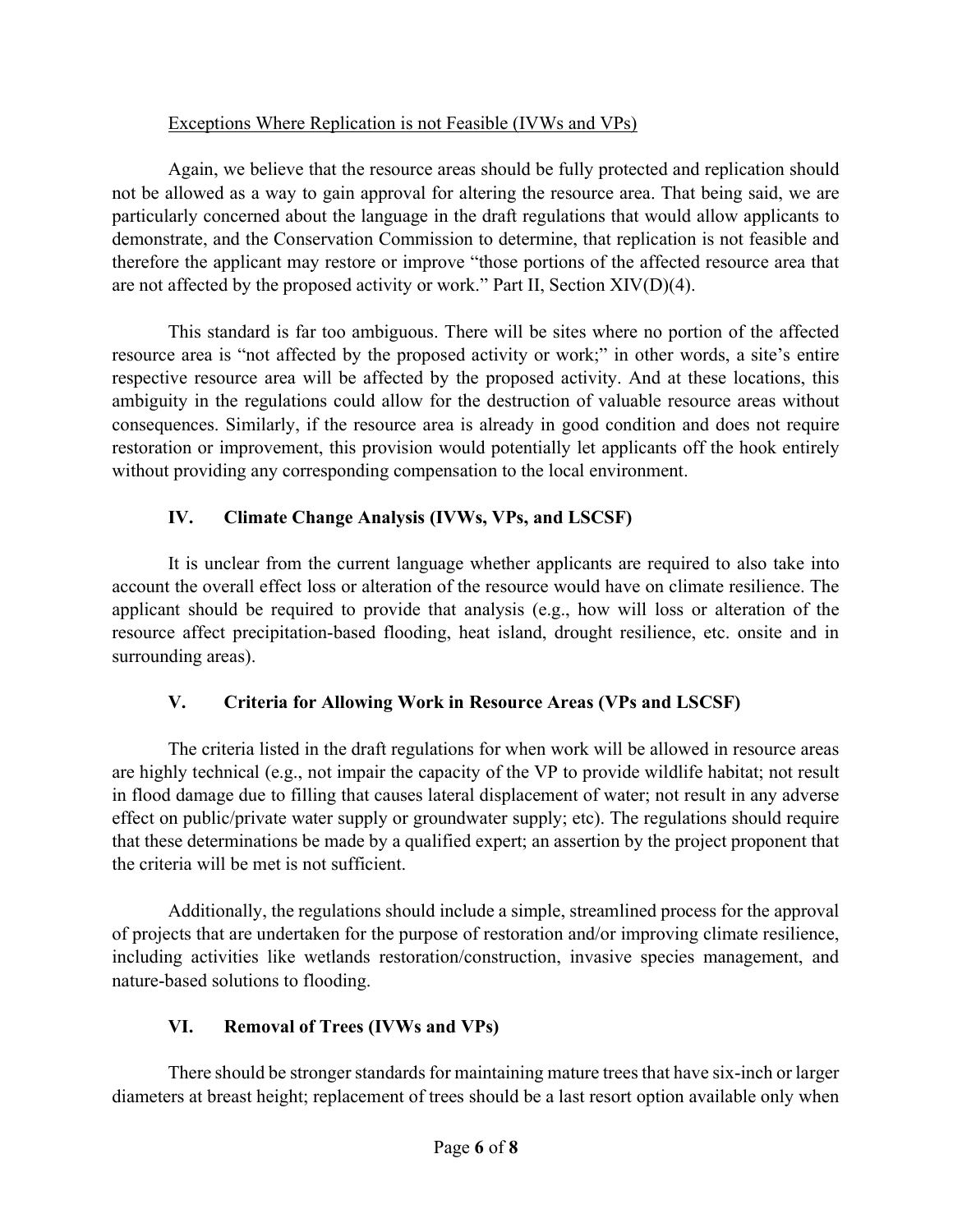Exceptions Where Replication is not Feasible (IVWs and VPs)

Again, we believe that the resource areas should be fully protected and replication should not be allowed as a way to gain approval for altering the resource area. That being said, we are particularly concerned about the language in the draft regulations that would allow applicants to demonstrate, and the Conservation Commission to determine, that replication is not feasible and therefore the applicant may restore or improve "those portions of the affected resource area that are not affected by the proposed activity or work." Part II, Section XIV(D)(4).

This standard is far too ambiguous. There will be sites where no portion of the affected resource area is "not affected by the proposed activity or work;" in other words, a site's entire respective resource area will be affected by the proposed activity. And at these locations, this ambiguity in the regulations could allow for the destruction of valuable resource areas without consequences. Similarly, if the resource area is already in good condition and does not require restoration or improvement, this provision would potentially let applicants off the hook entirely without providing any corresponding compensation to the local environment.

## IV. Climate Change Analysis (IVWs, VPs, and LSCSF)

It is unclear from the current language whether applicants are required to also take into account the overall effect loss or alteration of the resource would have on climate resilience. The applicant should be required to provide that analysis (e.g., how will loss or alteration of the resource affect precipitation-based flooding, heat island, drought resilience, etc. onsite and in surrounding areas).

## V. Criteria for Allowing Work in Resource Areas (VPs and LSCSF)

The criteria listed in the draft regulations for when work will be allowed in resource areas are highly technical (e.g., not impair the capacity of the VP to provide wildlife habitat; not result in flood damage due to filling that causes lateral displacement of water; not result in any adverse effect on public/private water supply or groundwater supply; etc). The regulations should require that these determinations be made by a qualified expert; an assertion by the project proponent that the criteria will be met is not sufficient.

Additionally, the regulations should include a simple, streamlined process for the approval of projects that are undertaken for the purpose of restoration and/or improving climate resilience, including activities like wetlands restoration/construction, invasive species management, and nature-based solutions to flooding.

## VI. Removal of Trees (IVWs and VPs)

There should be stronger standards for maintaining mature trees that have six-inch or larger diameters at breast height; replacement of trees should be a last resort option available only when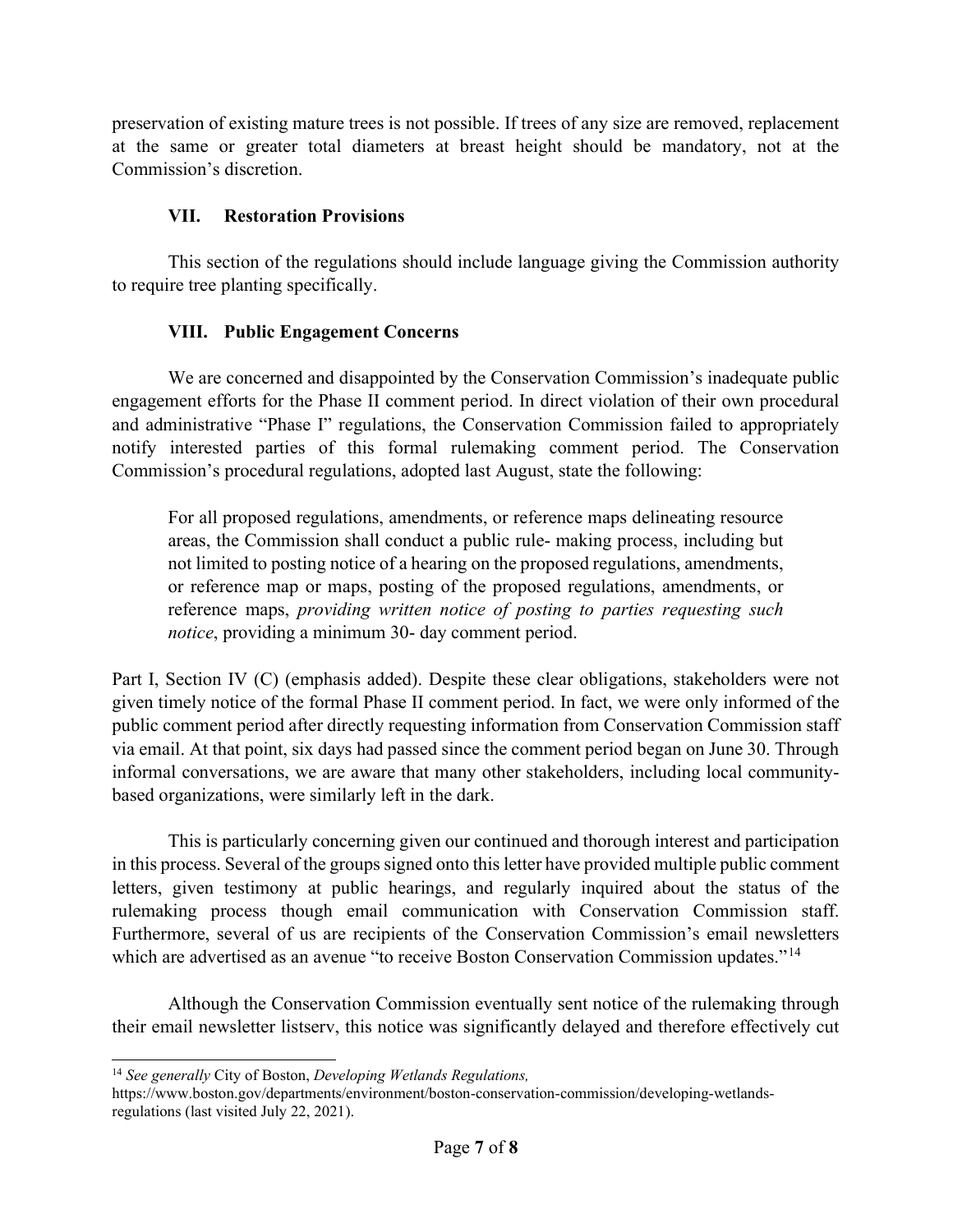preservation of existing mature trees is not possible. If trees of any size are removed, replacement at the same or greater total diameters at breast height should be mandatory, not at the Commission's discretion.

## VII. Restoration Provisions

This section of the regulations should include language giving the Commission authority to require tree planting specifically.

## VIII. Public Engagement Concerns

We are concerned and disappointed by the Conservation Commission's inadequate public engagement efforts for the Phase II comment period. In direct violation of their own procedural and administrative "Phase I" regulations, the Conservation Commission failed to appropriately notify interested parties of this formal rulemaking comment period. The Conservation Commission's procedural regulations, adopted last August, state the following:

> For all proposed regulations, amendments, or reference maps delineating resource areas, the Commission shall conduct a public rule- making process, including but not limited to posting notice of a hearing on the proposed regulations, amendments, or reference map or maps, posting of the proposed regulations, amendments, or reference maps, *providing written notice of posting to parties requesting such notice*, providing a minimum 30- day comment period.

Part I, Section IV (C) (emphasis added). Despite these clear obligations, stakeholders were not given timely notice of the formal Phase II comment period. In fact, we were only informed of the public comment period after directly requesting information from Conservation Commission staff via email. At that point, six days had passed since the comment period began on June 30. Through informal conversations, we are aware that many other stakeholders, including local community-based organizations, were similarly left in the dark.

This is particularly concerning given our continued and thorough interest and participation in this process. Several of the groups signed onto this letter have provided multiple public comment letters, given testimony at public hearings, and regularly inquired about the status of the rulemaking process though email communication with Conservation Commission staff. Furthermore, several of us are recipients of the Conservation Commission's email newsletters which are advertised as an avenue "to receive Boston Conservation Commission updates."[14]

Although the Conservation Commission eventually sent notice of the rulemaking through their email newsletter listserv, this notice was significantly delayed and therefore effectively cut

---

[14] *See generally* City of Boston, *Developing Wetlands Regulations,* https://www.boston.gov/departments/environment/boston-conservation-commission/developing-wetlands-regulations (last visited July 22, 2021).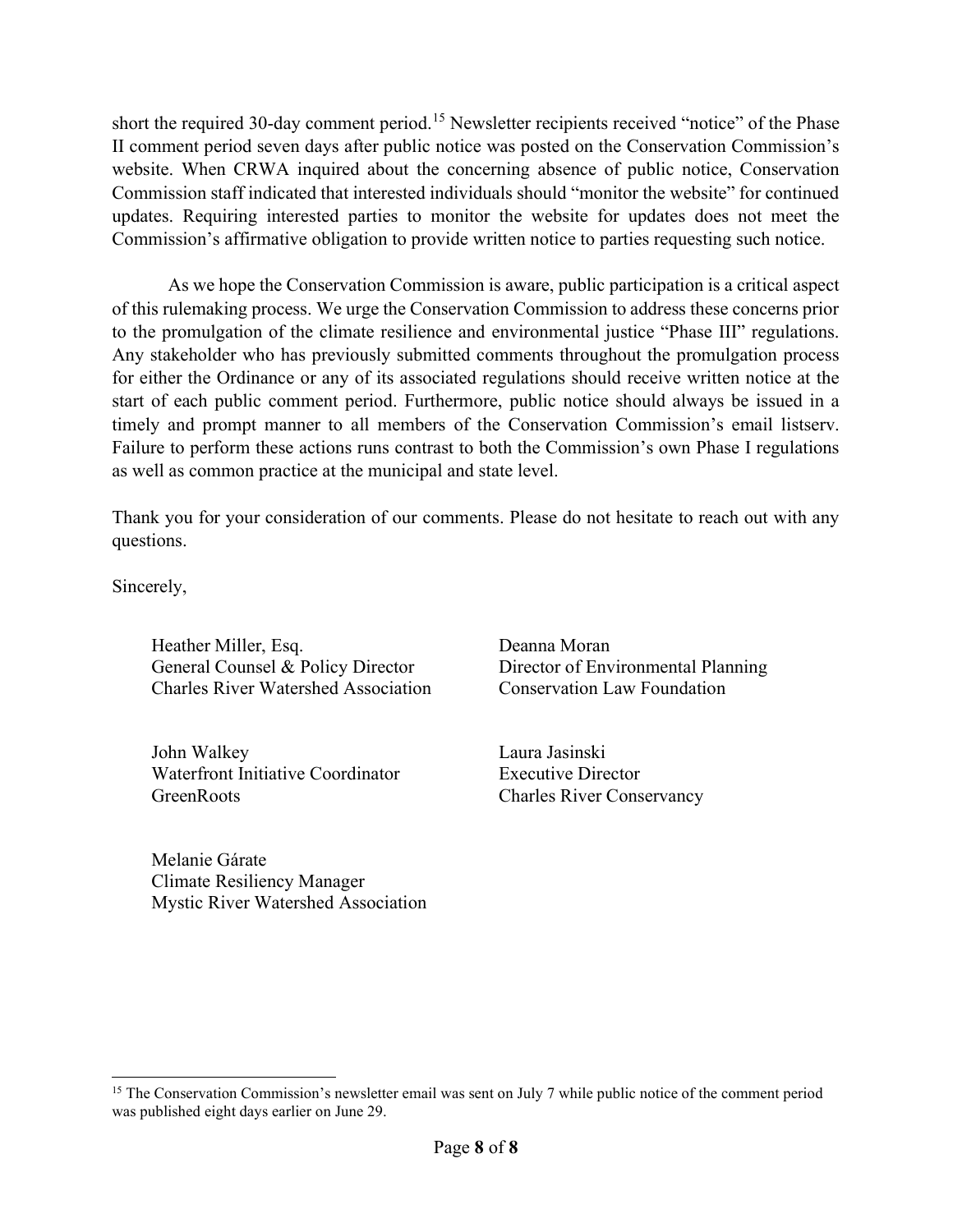short the required 30-day comment period.[15] Newsletter recipients received "notice" of the Phase II comment period seven days after public notice was posted on the Conservation Commission's website. When CRWA inquired about the concerning absence of public notice, Conservation Commission staff indicated that interested individuals should "monitor the website" for continued updates. Requiring interested parties to monitor the website for updates does not meet the Commission's affirmative obligation to provide written notice to parties requesting such notice.

As we hope the Conservation Commission is aware, public participation is a critical aspect of this rulemaking process. We urge the Conservation Commission to address these concerns prior to the promulgation of the climate resilience and environmental justice "Phase III" regulations. Any stakeholder who has previously submitted comments throughout the promulgation process for either the Ordinance or any of its associated regulations should receive written notice at the start of each public comment period. Furthermore, public notice should always be issued in a timely and prompt manner to all members of the Conservation Commission's email listserv. Failure to perform these actions runs contrast to both the Commission's own Phase I regulations as well as common practice at the municipal and state level.

Thank you for your consideration of our comments. Please do not hesitate to reach out with any questions.

Sincerely,

Heather Miller, Esq.
General Counsel & Policy Director
Charles River Watershed Association

Deanna Moran
Director of Environmental Planning
Conservation Law Foundation

John Walkey
Waterfront Initiative Coordinator
GreenRoots

Laura Jasinski
Executive Director
Charles River Conservancy

Melanie Gárate
Climate Resiliency Manager
Mystic River Watershed Association

---

[15] The Conservation Commission's newsletter email was sent on July 7 while public notice of the comment period was published eight days earlier on June 29.